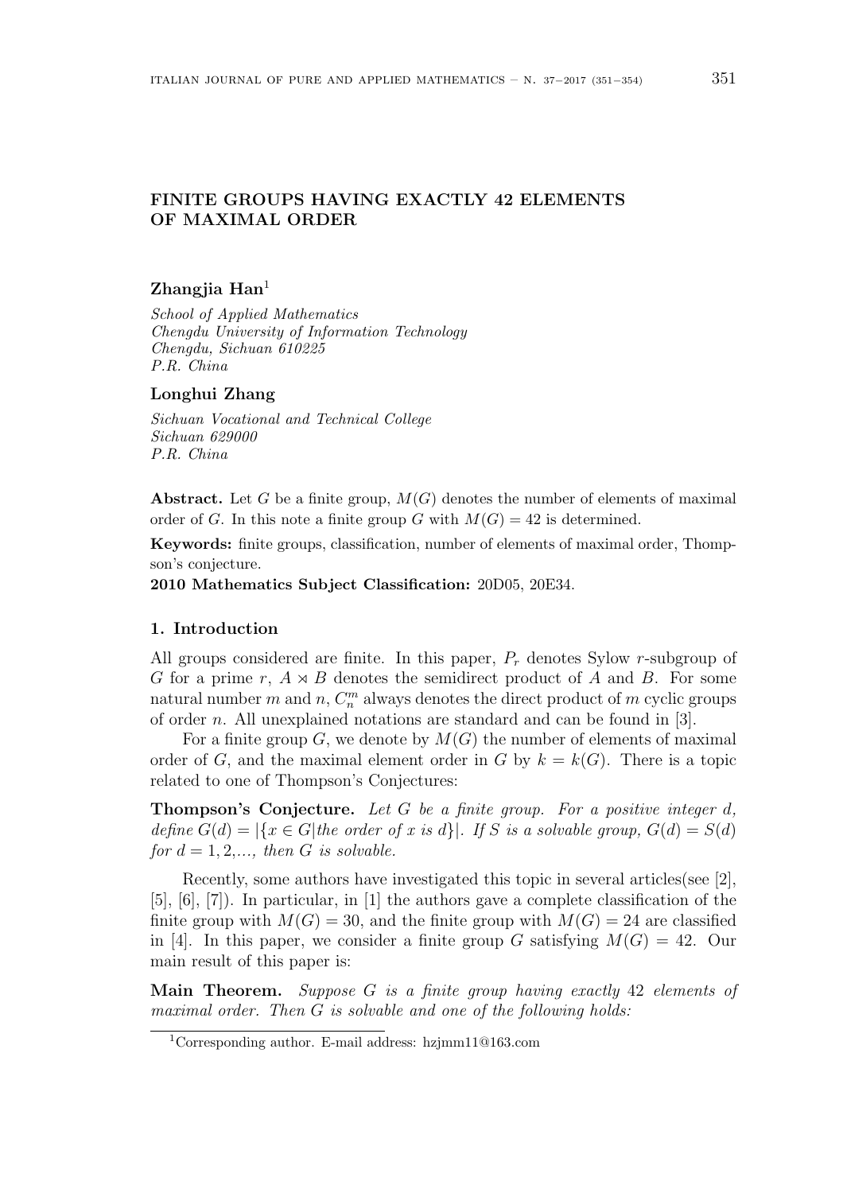# FINITE GROUPS HAVING EXACTLY 42 ELEMENTS OF MAXIMAL ORDER

**Zhangjia Han**[1]

*School of Applied Mathematics*
*Chengdu University of Information Technology*
*Chengdu, Sichuan 610225*
*P.R. China*

**Longhui Zhang**

*Sichuan Vocational and Technical College*
*Sichuan 629000*
*P.R. China*

**Abstract.** Let $G$ be a finite group, $M(G)$ denotes the number of elements of maximal order of $G$. In this note a finite group $G$ with $M(G) = 42$ is determined.

**Keywords:** finite groups, classification, number of elements of maximal order, Thompson's conjecture.

**2010 Mathematics Subject Classification:** 20D05, 20E34.

## 1. Introduction

All groups considered are finite. In this paper, $P_r$ denotes Sylow $r$-subgroup of $G$ for a prime $r$, $A \rtimes B$ denotes the semidirect product of $A$ and $B$. For some natural number $m$ and $n$, $C_n^m$ always denotes the direct product of $m$ cyclic groups of order $n$. All unexplained notations are standard and can be found in [3].

For a finite group $G$, we denote by $M(G)$ the number of elements of maximal order of $G$, and the maximal element order in $G$ by $k = k(G)$. There is a topic related to one of Thompson's Conjectures:

**Thompson's Conjecture.** *Let $G$ be a finite group. For a positive integer $d$, define $G(d) = |\{x \in G | \text{the order of } x \text{ is } d\}|$. If $S$ is a solvable group, $G(d) = S(d)$ for $d = 1, 2, \ldots$, then $G$ is solvable.*

Recently, some authors have investigated this topic in several articles(see [2], [5], [6], [7]). In particular, in [1] the authors gave a complete classification of the finite group with $M(G) = 30$, and the finite group with $M(G) = 24$ are classified in [4]. In this paper, we consider a finite group $G$ satisfying $M(G) = 42$. Our main result of this paper is:

**Main Theorem.** *Suppose $G$ is a finite group having exactly 42 elements of maximal order. Then $G$ is solvable and one of the following holds:*

---

[1] Corresponding author. E-mail address: hzjmm11@163.com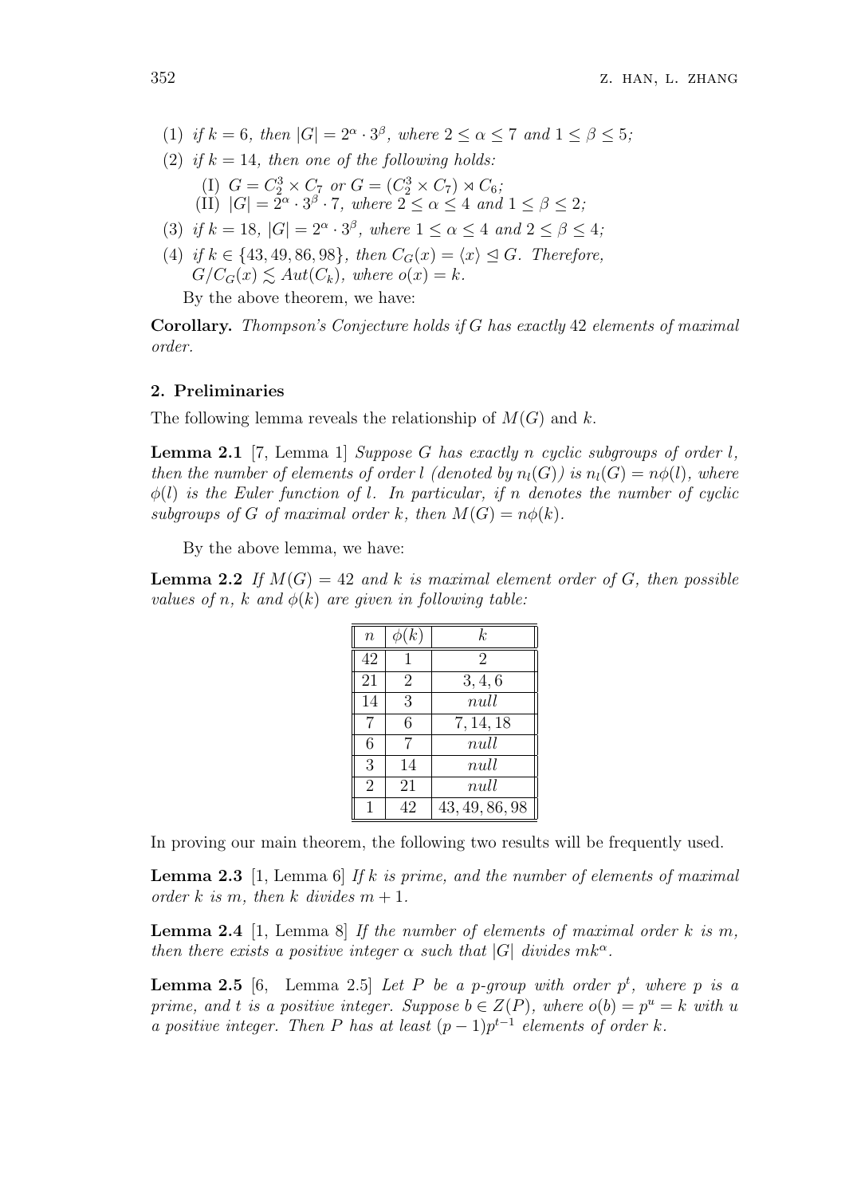(1) *if* $k = 6$, *then* $|G| = 2^\alpha \cdot 3^\beta$, *where* $2 \leq \alpha \leq 7$ *and* $1 \leq \beta \leq 5$*;*

(2) *if* $k = 14$, *then one of the following holds:*

  (I) $G = C_2^3 \times C_7$ *or* $G = (C_2^3 \times C_7) \rtimes C_6$*;*

  (II) $|G| = 2^\alpha \cdot 3^\beta \cdot 7$, *where* $2 \leq \alpha \leq 4$ *and* $1 \leq \beta \leq 2$*;*

(3) *if* $k = 18$, $|G| = 2^\alpha \cdot 3^\beta$, *where* $1 \leq \alpha \leq 4$ *and* $2 \leq \beta \leq 4$*;*

(4) *if* $k \in \{43, 49, 86, 98\}$, *then* $C_G(x) = \langle x \rangle \trianglelefteq G$. *Therefore,* $G/C_G(x) \lesssim Aut(C_k)$, *where* $o(x) = k$.

By the above theorem, we have:

**Corollary.** *Thompson's Conjecture holds if G has exactly* 42 *elements of maximal order.*

## 2. Preliminaries

The following lemma reveals the relationship of $M(G)$ and $k$.

**Lemma 2.1** [7, Lemma 1] *Suppose G has exactly n cyclic subgroups of order l, then the number of elements of order l (denoted by* $n_l(G)$*) is* $n_l(G) = n\phi(l)$*, where* $\phi(l)$ *is the Euler function of l. In particular, if n denotes the number of cyclic subgroups of G of maximal order k, then* $M(G) = n\phi(k)$.

By the above lemma, we have:

**Lemma 2.2** *If* $M(G) = 42$ *and k is maximal element order of G, then possible values of n, k and* $\phi(k)$ *are given in following table:*

| $n$ | $\phi(k)$ | $k$ |
|---|---|---|
| 42 | 1 | 2 |
| 21 | 2 | 3, 4, 6 |
| 14 | 3 | *null* |
| 7 | 6 | 7, 14, 18 |
| 6 | 7 | *null* |
| 3 | 14 | *null* |
| 2 | 21 | *null* |
| 1 | 42 | 43, 49, 86, 98 |

In proving our main theorem, the following two results will be frequently used.

**Lemma 2.3** [1, Lemma 6] *If k is prime, and the number of elements of maximal order k is m, then k divides* $m + 1$.

**Lemma 2.4** [1, Lemma 8] *If the number of elements of maximal order k is m, then there exists a positive integer* $\alpha$ *such that* $|G|$ *divides* $mk^\alpha$.

**Lemma 2.5** [6, Lemma 2.5] *Let P be a p-group with order* $p^t$*, where p is a prime, and t is a positive integer. Suppose* $b \in Z(P)$*, where* $o(b) = p^u = k$ *with u a positive integer. Then P has at least* $(p-1)p^{t-1}$ *elements of order k.*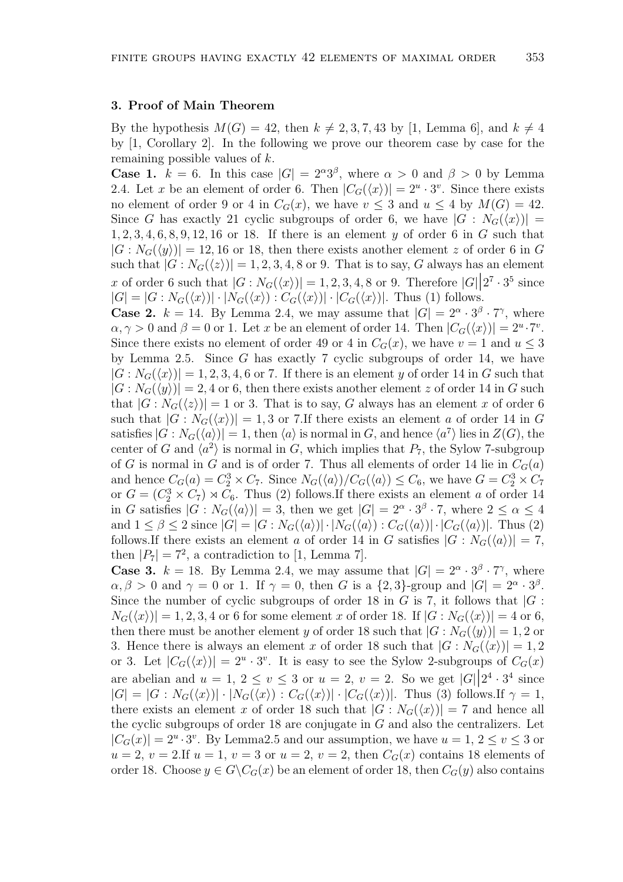## 3. Proof of Main Theorem

By the hypothesis $M(G) = 42$, then $k \neq 2, 3, 7, 43$ by [1, Lemma 6], and $k \neq 4$ by [1, Corollary 2]. In the following we prove our theorem case by case for the remaining possible values of $k$.

**Case 1.** $k = 6$. In this case $|G| = 2^{\alpha}3^{\beta}$, where $\alpha > 0$ and $\beta > 0$ by Lemma 2.4. Let $x$ be an element of order 6. Then $|C_G(\langle x\rangle)| = 2^u \cdot 3^v$. Since there exists no element of order 9 or 4 in $C_G(x)$, we have $v \leq 3$ and $u \leq 4$ by $M(G) = 42$. Since $G$ has exactly 21 cyclic subgroups of order 6, we have $|G : N_G(\langle x\rangle)| = 1, 2, 3, 4, 6, 8, 9, 12, 16$ or $18$. If there is an element $y$ of order 6 in $G$ such that $|G : N_G(\langle y\rangle)| = 12, 16$ or $18$, then there exists another element $z$ of order 6 in $G$ such that $|G : N_G(\langle z\rangle)| = 1, 2, 3, 4, 8$ or $9$. That is to say, $G$ always has an element $x$ of order 6 such that $|G : N_G(\langle x\rangle)| = 1, 2, 3, 4, 8$ or $9$. Therefore $|G|\Big|2^7 \cdot 3^5$ since $|G| = |G : N_G(\langle x\rangle)| \cdot |N_G(\langle x\rangle) : C_G(\langle x\rangle)| \cdot |C_G(\langle x\rangle)|$. Thus (1) follows.

**Case 2.** $k = 14$. By Lemma 2.4, we may assume that $|G| = 2^{\alpha} \cdot 3^{\beta} \cdot 7^{\gamma}$, where $\alpha, \gamma > 0$ and $\beta = 0$ or $1$. Let $x$ be an element of order 14. Then $|C_G(\langle x\rangle)| = 2^u \cdot 7^v$. Since there exists no element of order 49 or 4 in $C_G(x)$, we have $v = 1$ and $u \leq 3$ by Lemma 2.5. Since $G$ has exactly 7 cyclic subgroups of order 14, we have $|G : N_G(\langle x\rangle)| = 1, 2, 3, 4, 6$ or $7$. If there is an element $y$ of order 14 in $G$ such that $|G : N_G(\langle y\rangle)| = 2, 4$ or $6$, then there exists another element $z$ of order 14 in $G$ such that $|G : N_G(\langle z\rangle)| = 1$ or $3$. That is to say, $G$ always has an element $x$ of order 6 such that $|G : N_G(\langle x\rangle)| = 1, 3$ or $7$.If there exists an element $a$ of order 14 in $G$ satisfies $|G : N_G(\langle a\rangle)| = 1$, then $\langle a\rangle$ is normal in $G$, and hence $\langle a^7\rangle$ lies in $Z(G)$, the center of $G$ and $\langle a^2\rangle$ is normal in $G$, which implies that $P_7$, the Sylow 7-subgroup of $G$ is normal in $G$ and is of order 7. Thus all elements of order 14 lie in $C_G(a)$ and hence $C_G(a) = C_2^3 \times C_7$. Since $N_G(\langle a\rangle)/C_G(\langle a\rangle) \leq C_6$, we have $G = C_2^3 \times C_7$ or $G = (C_2^3 \times C_7) \rtimes C_6$. Thus (2) follows.If there exists an element $a$ of order 14 in $G$ satisfies $|G : N_G(\langle a\rangle)| = 3$, then we get $|G| = 2^{\alpha} \cdot 3^{\beta} \cdot 7$, where $2 \leq \alpha \leq 4$ and $1 \leq \beta \leq 2$ since $|G| = |G : N_G(\langle a\rangle)| \cdot |N_G(\langle a\rangle) : C_G(\langle a\rangle)| \cdot |C_G(\langle a\rangle)|$. Thus (2) follows.If there exists an element $a$ of order 14 in $G$ satisfies $|G : N_G(\langle a\rangle)| = 7$, then $|P_7| = 7^2$, a contradiction to [1, Lemma 7].

**Case 3.** $k = 18$. By Lemma 2.4, we may assume that $|G| = 2^{\alpha} \cdot 3^{\beta} \cdot 7^{\gamma}$, where $\alpha, \beta > 0$ and $\gamma = 0$ or $1$. If $\gamma = 0$, then $G$ is a $\{2, 3\}$-group and $|G| = 2^{\alpha} \cdot 3^{\beta}$. Since the number of cyclic subgroups of order 18 in $G$ is 7, it follows that $|G : N_G(\langle x\rangle)| = 1, 2, 3, 4$ or $6$ for some element $x$ of order 18. If $|G : N_G(\langle x\rangle)| = 4$ or $6$, then there must be another element $y$ of order 18 such that $|G : N_G(\langle y\rangle)| = 1, 2$ or $3$. Hence there is always an element $x$ of order 18 such that $|G : N_G(\langle x\rangle)| = 1, 2$ or $3$. Let $|C_G(\langle x\rangle)| = 2^u \cdot 3^v$. It is easy to see the Sylow 2-subgroups of $C_G(x)$ are abelian and $u = 1$, $2 \leq v \leq 3$ or $u = 2$, $v = 2$. So we get $|G|\Big|2^4 \cdot 3^4$ since $|G| = |G : N_G(\langle x\rangle)| \cdot |N_G(\langle x\rangle) : C_G(\langle x\rangle)| \cdot |C_G(\langle x\rangle)|$. Thus (3) follows.If $\gamma = 1$, there exists an element $x$ of order 18 such that $|G : N_G(\langle x\rangle)| = 7$ and hence all the cyclic subgroups of order 18 are conjugate in $G$ and also the centralizers. Let $|C_G(x)| = 2^u \cdot 3^v$. By Lemma2.5 and our assumption, we have $u = 1$, $2 \leq v \leq 3$ or $u = 2$, $v = 2$.If $u = 1$, $v = 3$ or $u = 2$, $v = 2$, then $C_G(x)$ contains 18 elements of order 18. Choose $y \in G \backslash C_G(x)$ be an element of order 18, then $C_G(y)$ also contains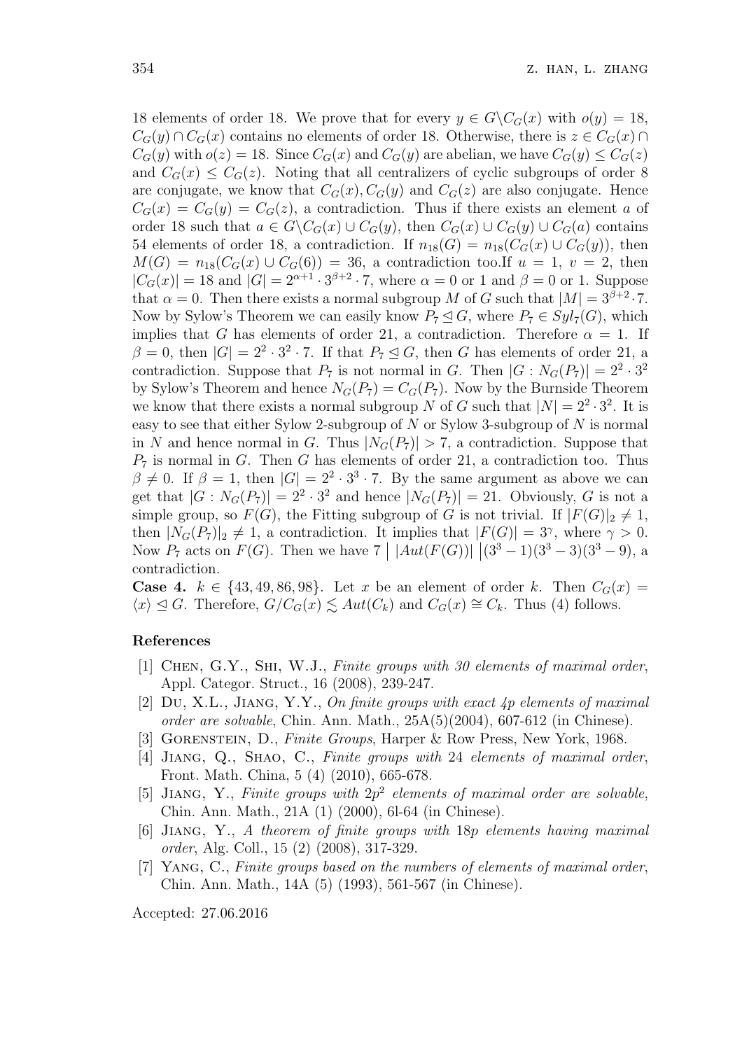18 elements of order 18. We prove that for every $y \in G \backslash C_G(x)$ with $o(y) = 18$, $C_G(y) \cap C_G(x)$ contains no elements of order 18. Otherwise, there is $z \in C_G(x) \cap C_G(y)$ with $o(z) = 18$. Since $C_G(x)$ and $C_G(y)$ are abelian, we have $C_G(y) \leq C_G(z)$ and $C_G(x) \leq C_G(z)$. Noting that all centralizers of cyclic subgroups of order 8 are conjugate, we know that $C_G(x), C_G(y)$ and $C_G(z)$ are also conjugate. Hence $C_G(x) = C_G(y) = C_G(z)$, a contradiction. Thus if there exists an element $a$ of order 18 such that $a \in G \backslash C_G(x) \cup C_G(y)$, then $C_G(x) \cup C_G(y) \cup C_G(a)$ contains 54 elements of order 18, a contradiction. If $n_{18}(G) = n_{18}(C_G(x) \cup C_G(y))$, then $M(G) = n_{18}(C_G(x) \cup C_G(6)) = 36$, a contradiction too.If $u = 1$, $v = 2$, then $|C_G(x)| = 18$ and $|G| = 2^{\alpha+1} \cdot 3^{\beta+2} \cdot 7$, where $\alpha = 0$ or 1 and $\beta = 0$ or 1. Suppose that $\alpha = 0$. Then there exists a normal subgroup $M$ of $G$ such that $|M| = 3^{\beta+2} \cdot 7$. Now by Sylow's Theorem we can easily know $P_7 \trianglelefteq G$, where $P_7 \in Syl_7(G)$, which implies that $G$ has elements of order 21, a contradiction. Therefore $\alpha = 1$. If $\beta = 0$, then $|G| = 2^2 \cdot 3^2 \cdot 7$. If that $P_7 \trianglelefteq G$, then $G$ has elements of order 21, a contradiction. Suppose that $P_7$ is not normal in $G$. Then $|G : N_G(P_7)| = 2^2 \cdot 3^2$ by Sylow's Theorem and hence $N_G(P_7) = C_G(P_7)$. Now by the Burnside Theorem we know that there exists a normal subgroup $N$ of $G$ such that $|N| = 2^2 \cdot 3^2$. It is easy to see that either Sylow 2-subgroup of $N$ or Sylow 3-subgroup of $N$ is normal in $N$ and hence normal in $G$. Thus $|N_G(P_7)| > 7$, a contradiction. Suppose that $P_7$ is normal in $G$. Then $G$ has elements of order 21, a contradiction too. Thus $\beta \neq 0$. If $\beta = 1$, then $|G| = 2^2 \cdot 3^3 \cdot 7$. By the same argument as above we can get that $|G : N_G(P_7)| = 2^2 \cdot 3^2$ and hence $|N_G(P_7)| = 21$. Obviously, $G$ is not a simple group, so $F(G)$, the Fitting subgroup of $G$ is not trivial. If $|F(G)|_2 \neq 1$, then $|N_G(P_7)|_2 \neq 1$, a contradiction. It implies that $|F(G)| = 3^\gamma$, where $\gamma > 0$. Now $P_7$ acts on $F(G)$. Then we have $7 \mid |Aut(F(G))| \mid (3^3 - 1)(3^3 - 3)(3^3 - 9)$, a contradiction.

**Case 4.** $k \in \{43, 49, 86, 98\}$. Let $x$ be an element of order $k$. Then $C_G(x) = \langle x \rangle \trianglelefteq G$. Therefore, $G/C_G(x) \lesssim Aut(C_k)$ and $C_G(x) \cong C_k$. Thus (4) follows.

## References

[1] Chen, G.Y., Shi, W.J., *Finite groups with 30 elements of maximal order*, Appl. Categor. Struct., 16 (2008), 239-247.

[2] Du, X.L., Jiang, Y.Y., *On finite groups with exact 4p elements of maximal order are solvable*, Chin. Ann. Math., 25A(5)(2004), 607-612 (in Chinese).

[3] Gorenstein, D., *Finite Groups*, Harper & Row Press, New York, 1968.

[4] Jiang, Q., Shao, C., *Finite groups with 24 elements of maximal order*, Front. Math. China, 5 (4) (2010), 665-678.

[5] Jiang, Y., *Finite groups with $2p^2$ elements of maximal order are solvable*, Chin. Ann. Math., 21A (1) (2000), 6l-64 (in Chinese).

[6] Jiang, Y., *A theorem of finite groups with 18p elements having maximal order*, Alg. Coll., 15 (2) (2008), 317-329.

[7] Yang, C., *Finite groups based on the numbers of elements of maximal order*, Chin. Ann. Math., 14A (5) (1993), 561-567 (in Chinese).

Accepted: 27.06.2016